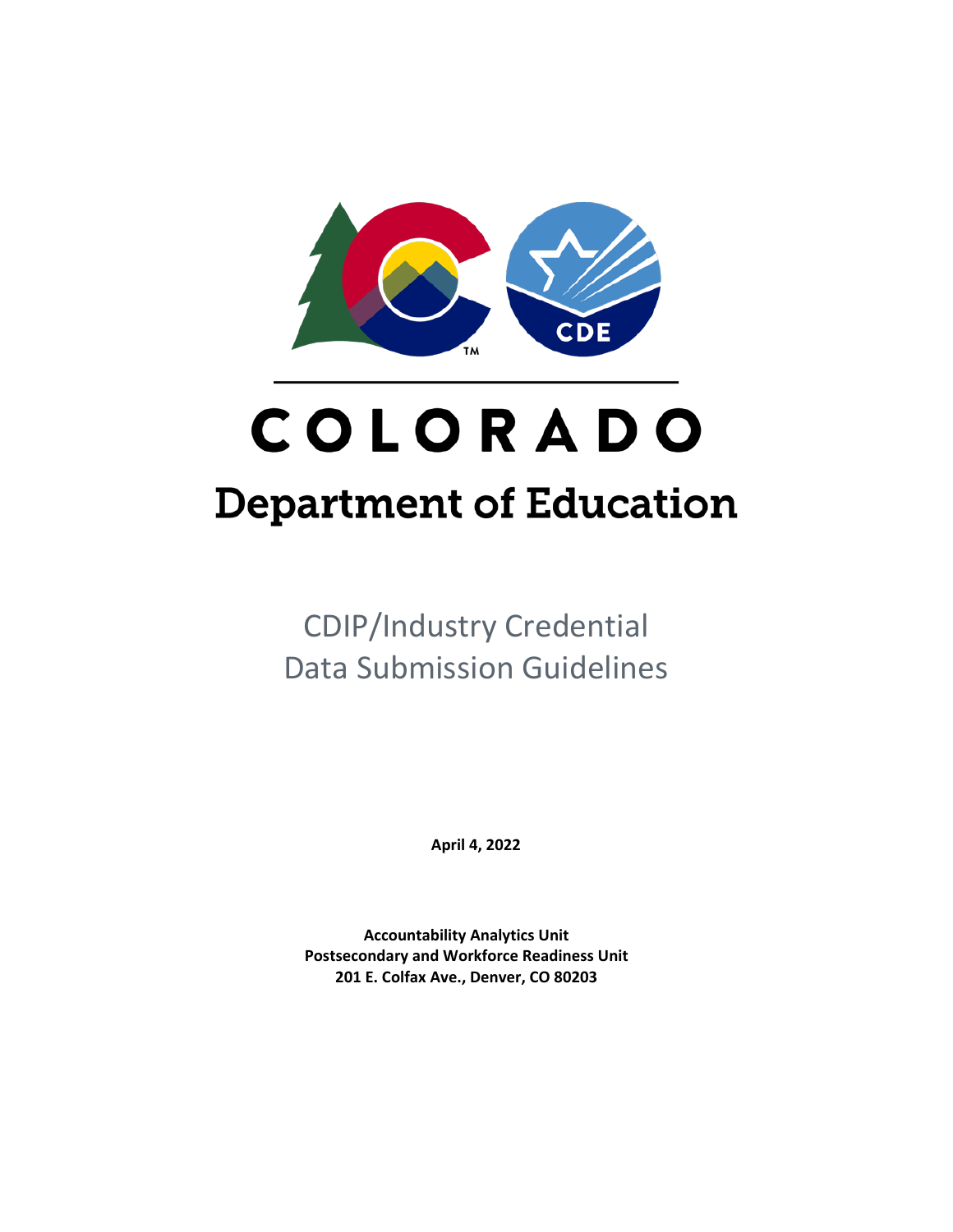COLORADO

Department of Education

# CDIP/Industry Credential Data Submission Guidelines

**April 4, 2022**

**Accountability Analytics Unit**
**Postsecondary and Workforce Readiness Unit**
**201 E. Colfax Ave., Denver, CO 80203**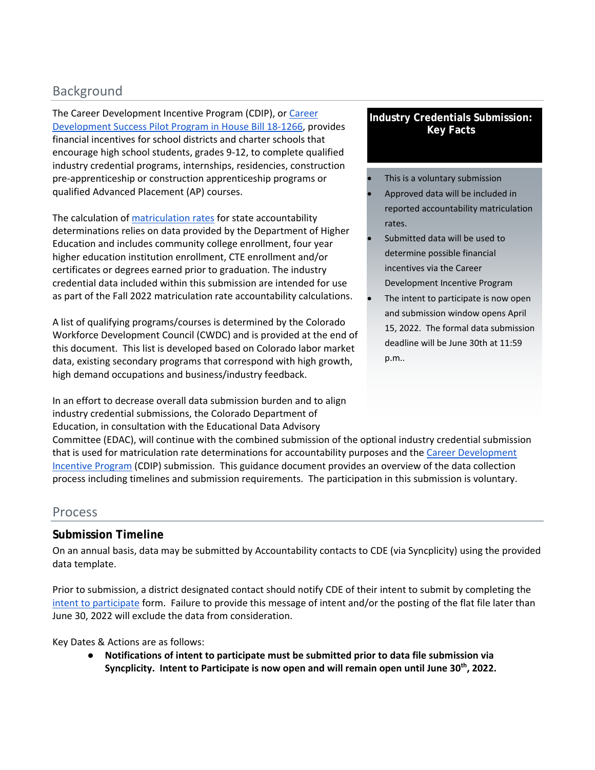## Background

The Career Development Incentive Program (CDIP), or Career Development Success Pilot Program in House Bill 18-1266, provides financial incentives for school districts and charter schools that encourage high school students, grades 9-12, to complete qualified industry credential programs, internships, residencies, construction pre-apprenticeship or construction apprenticeship programs or qualified Advanced Placement (AP) courses.

The calculation of matriculation rates for state accountability determinations relies on data provided by the Department of Higher Education and includes community college enrollment, four year higher education institution enrollment, CTE enrollment and/or certificates or degrees earned prior to graduation. The industry credential data included within this submission are intended for use as part of the Fall 2022 matriculation rate accountability calculations.

A list of qualifying programs/courses is determined by the Colorado Workforce Development Council (CWDC) and is provided at the end of this document. This list is developed based on Colorado labor market data, existing secondary programs that correspond with high growth, high demand occupations and business/industry feedback.

In an effort to decrease overall data submission burden and to align industry credential submissions, the Colorado Department of Education, in consultation with the Educational Data Advisory Committee (EDAC), will continue with the combined submission of the optional industry credential submission that is used for matriculation rate determinations for accountability purposes and the Career Development Incentive Program (CDIP) submission. This guidance document provides an overview of the data collection process including timelines and submission requirements. The participation in this submission is voluntary.

**Industry Credentials Submission: Key Facts**

- This is a voluntary submission
- Approved data will be included in reported accountability matriculation rates.
- Submitted data will be used to determine possible financial incentives via the Career Development Incentive Program
- The intent to participate is now open and submission window opens April 15, 2022. The formal data submission deadline will be June 30th at 11:59 p.m..

## Process

### Submission Timeline

On an annual basis, data may be submitted by Accountability contacts to CDE (via Syncplicity) using the provided data template.

Prior to submission, a district designated contact should notify CDE of their intent to submit by completing the intent to participate form. Failure to provide this message of intent and/or the posting of the flat file later than June 30, 2022 will exclude the data from consideration.

Key Dates & Actions are as follows:

- **Notifications of intent to participate must be submitted prior to data file submission via Syncplicity. Intent to Participate is now open and will remain open until June 30th, 2022.**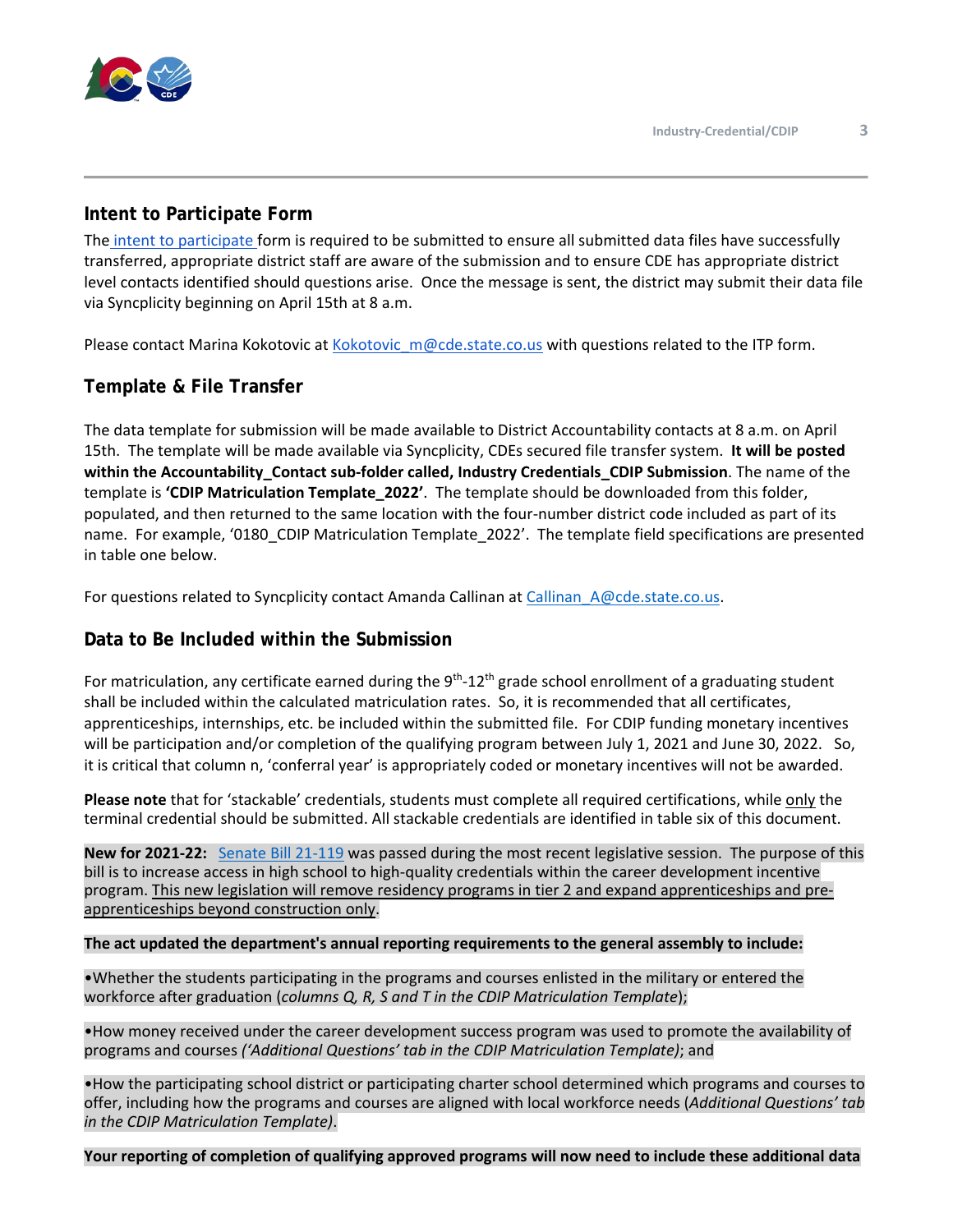## Intent to Participate Form

The intent to participate form is required to be submitted to ensure all submitted data files have successfully transferred, appropriate district staff are aware of the submission and to ensure CDE has appropriate district level contacts identified should questions arise. Once the message is sent, the district may submit their data file via Syncplicity beginning on April 15th at 8 a.m.

Please contact Marina Kokotovic at Kokotovic_m@cde.state.co.us with questions related to the ITP form.

## Template & File Transfer

The data template for submission will be made available to District Accountability contacts at 8 a.m. on April 15th. The template will be made available via Syncplicity, CDEs secured file transfer system. **It will be posted within the Accountability_Contact sub-folder called, Industry Credentials_CDIP Submission**. The name of the template is **'CDIP Matriculation Template_2022'**. The template should be downloaded from this folder, populated, and then returned to the same location with the four-number district code included as part of its name. For example, '0180_CDIP Matriculation Template_2022'. The template field specifications are presented in table one below.

For questions related to Syncplicity contact Amanda Callinan at Callinan_A@cde.state.co.us.

## Data to Be Included within the Submission

For matriculation, any certificate earned during the 9th-12th grade school enrollment of a graduating student shall be included within the calculated matriculation rates. So, it is recommended that all certificates, apprenticeships, internships, etc. be included within the submitted file. For CDIP funding monetary incentives will be participation and/or completion of the qualifying program between July 1, 2021 and June 30, 2022. So, it is critical that column n, 'conferral year' is appropriately coded or monetary incentives will not be awarded.

**Please note** that for 'stackable' credentials, students must complete all required certifications, while <u>only</u> the terminal credential should be submitted. All stackable credentials are identified in table six of this document.

**New for 2021-22:** Senate Bill 21-119 was passed during the most recent legislative session. The purpose of this bill is to increase access in high school to high-quality credentials within the career development incentive program. <u>This new legislation will remove residency programs in tier 2 and expand apprenticeships and pre-apprenticeships beyond construction only</u>.

**The act updated the department's annual reporting requirements to the general assembly to include:**

- Whether the students participating in the programs and courses enlisted in the military or entered the workforce after graduation (*columns Q, R, S and T in the CDIP Matriculation Template*);
- How money received under the career development success program was used to promote the availability of programs and courses *('Additional Questions' tab in the CDIP Matriculation Template)*; and
- How the participating school district or participating charter school determined which programs and courses to offer, including how the programs and courses are aligned with local workforce needs (*Additional Questions' tab in the CDIP Matriculation Template)*.

**Your reporting of completion of qualifying approved programs will now need to include these additional data**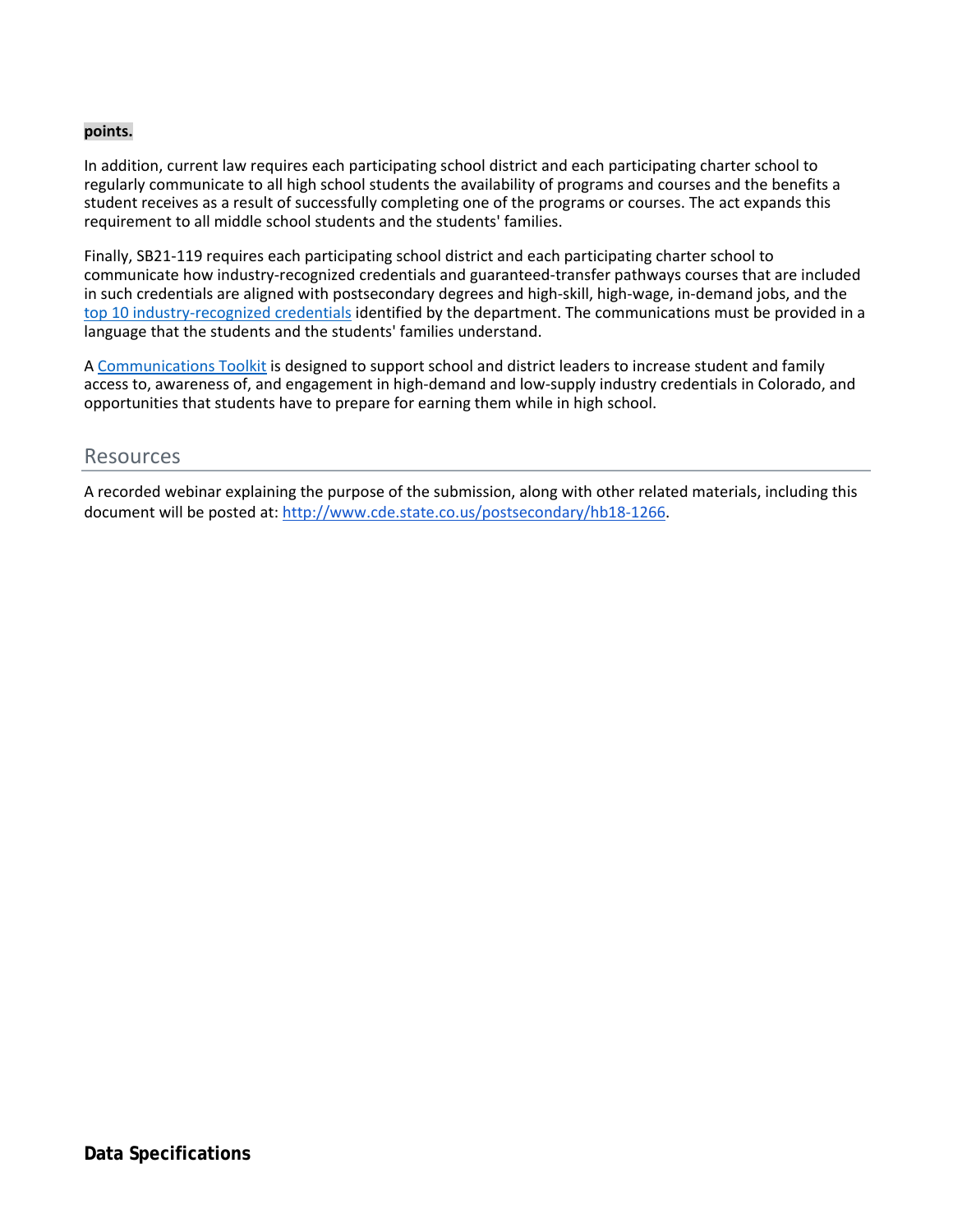**points.**

In addition, current law requires each participating school district and each participating charter school to regularly communicate to all high school students the availability of programs and courses and the benefits a student receives as a result of successfully completing one of the programs or courses. The act expands this requirement to all middle school students and the students' families.

Finally, SB21-119 requires each participating school district and each participating charter school to communicate how industry-recognized credentials and guaranteed-transfer pathways courses that are included in such credentials are aligned with postsecondary degrees and high-skill, high-wage, in-demand jobs, and the top 10 industry-recognized credentials identified by the department. The communications must be provided in a language that the students and the students' families understand.

A Communications Toolkit is designed to support school and district leaders to increase student and family access to, awareness of, and engagement in high-demand and low-supply industry credentials in Colorado, and opportunities that students have to prepare for earning them while in high school.

## Resources

A recorded webinar explaining the purpose of the submission, along with other related materials, including this document will be posted at: http://www.cde.state.co.us/postsecondary/hb18-1266.

**Data Specifications**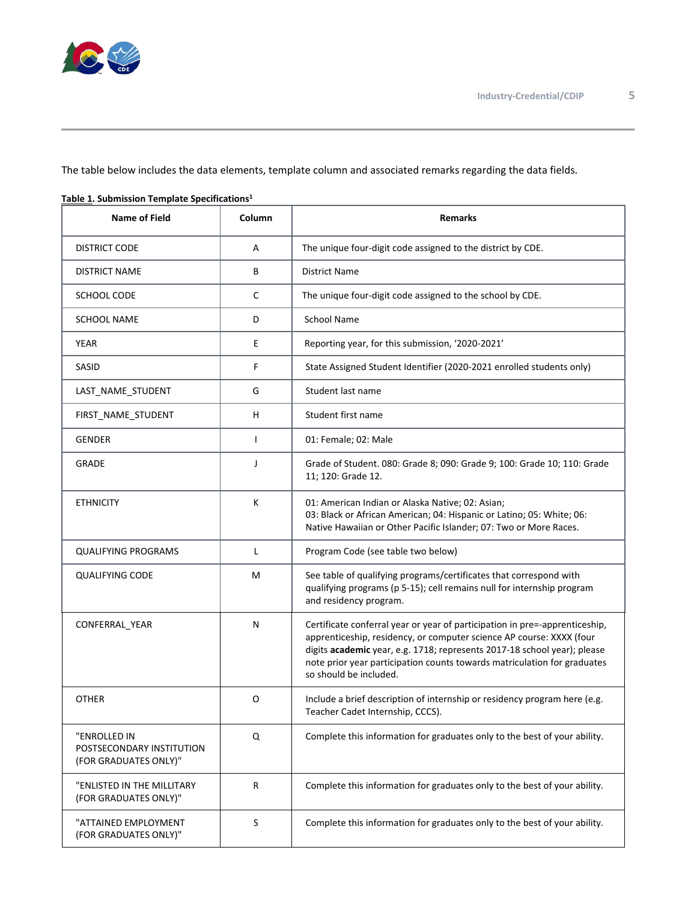The table below includes the data elements, template column and associated remarks regarding the data fields.

**Table 1. Submission Template Specifications**[1]

| Name of Field | Column | Remarks |
|---|---|---|
| DISTRICT CODE | A | The unique four-digit code assigned to the district by CDE. |
| DISTRICT NAME | B | District Name |
| SCHOOL CODE | C | The unique four-digit code assigned to the school by CDE. |
| SCHOOL NAME | D | School Name |
| YEAR | E | Reporting year, for this submission, '2020-2021' |
| SASID | F | State Assigned Student Identifier (2020-2021 enrolled students only) |
| LAST_NAME_STUDENT | G | Student last name |
| FIRST_NAME_STUDENT | H | Student first name |
| GENDER | I | 01: Female; 02: Male |
| GRADE | J | Grade of Student. 080: Grade 8; 090: Grade 9; 100: Grade 10; 110: Grade 11; 120: Grade 12. |
| ETHNICITY | K | 01: American Indian or Alaska Native; 02: Asian; 03: Black or African American; 04: Hispanic or Latino; 05: White; 06: Native Hawaiian or Other Pacific Islander; 07: Two or More Races. |
| QUALIFYING PROGRAMS | L | Program Code (see table two below) |
| QUALIFYING CODE | M | See table of qualifying programs/certificates that correspond with qualifying programs (p 5-15); cell remains null for internship program and residency program. |
| CONFERRAL_YEAR | N | Certificate conferral year or year of participation in pre=-apprenticeship, apprenticeship, residency, or computer science AP course: XXXX (four digits **academic** year, e.g. 1718; represents 2017-18 school year); please note prior year participation counts towards matriculation for graduates so should be included. |
| OTHER | O | Include a brief description of internship or residency program here (e.g. Teacher Cadet Internship, CCCS). |
| "ENROLLED IN POSTSECONDARY INSTITUTION (FOR GRADUATES ONLY)" | Q | Complete this information for graduates only to the best of your ability. |
| "ENLISTED IN THE MILLITARY (FOR GRADUATES ONLY)" | R | Complete this information for graduates only to the best of your ability. |
| "ATTAINED EMPLOYMENT (FOR GRADUATES ONLY)" | S | Complete this information for graduates only to the best of your ability. |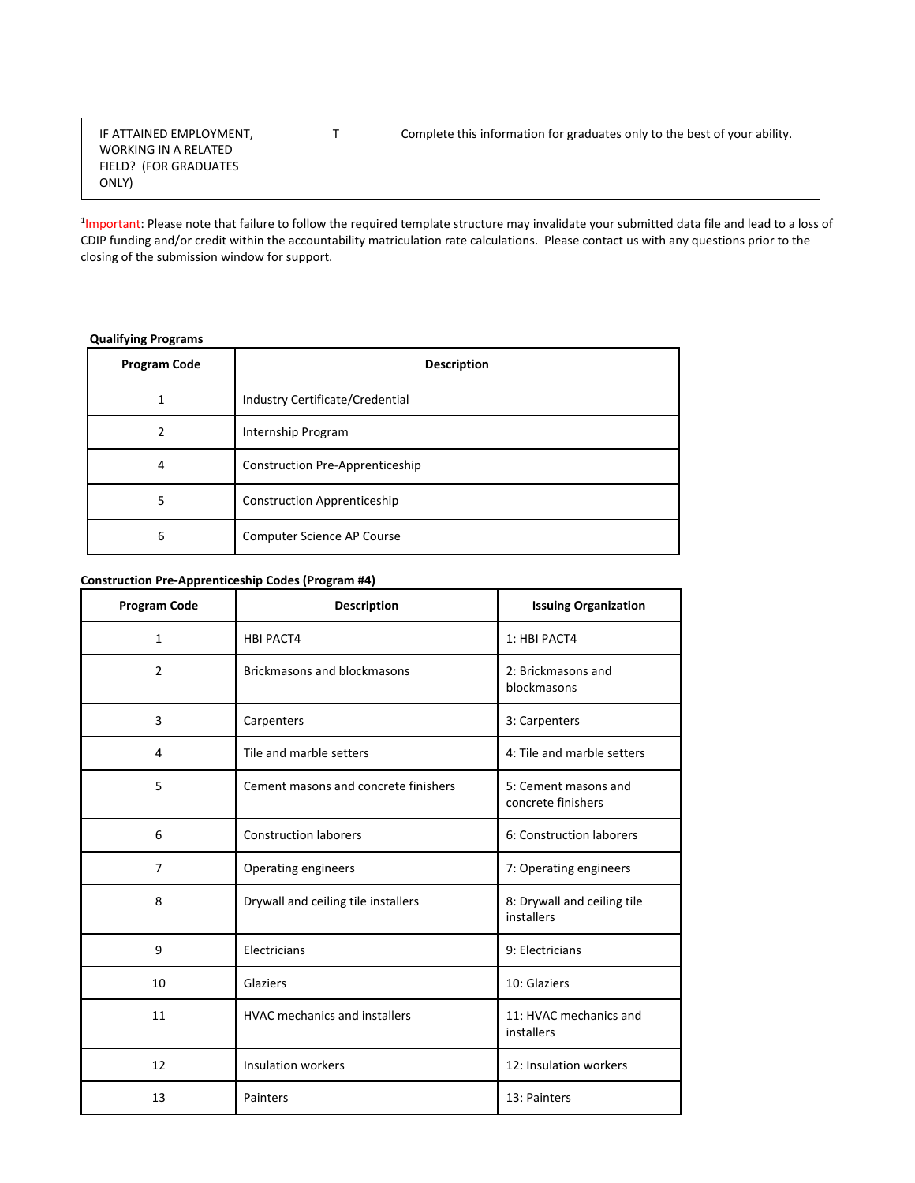| IF ATTAINED EMPLOYMENT, WORKING IN A RELATED FIELD? (FOR GRADUATES ONLY) | T | Complete this information for graduates only to the best of your ability. |
|---|---|---|

[1]Important: Please note that failure to follow the required template structure may invalidate your submitted data file and lead to a loss of CDIP funding and/or credit within the accountability matriculation rate calculations. Please contact us with any questions prior to the closing of the submission window for support.

**Qualifying Programs**

| Program Code | Description |
|---|---|
| 1 | Industry Certificate/Credential |
| 2 | Internship Program |
| 4 | Construction Pre-Apprenticeship |
| 5 | Construction Apprenticeship |
| 6 | Computer Science AP Course |

**Construction Pre-Apprenticeship Codes (Program #4)**

| Program Code | Description | Issuing Organization |
|---|---|---|
| 1 | HBI PACT4 | 1: HBI PACT4 |
| 2 | Brickmasons and blockmasons | 2: Brickmasons and blockmasons |
| 3 | Carpenters | 3: Carpenters |
| 4 | Tile and marble setters | 4: Tile and marble setters |
| 5 | Cement masons and concrete finishers | 5: Cement masons and concrete finishers |
| 6 | Construction laborers | 6: Construction laborers |
| 7 | Operating engineers | 7: Operating engineers |
| 8 | Drywall and ceiling tile installers | 8: Drywall and ceiling tile installers |
| 9 | Electricians | 9: Electricians |
| 10 | Glaziers | 10: Glaziers |
| 11 | HVAC mechanics and installers | 11: HVAC mechanics and installers |
| 12 | Insulation workers | 12: Insulation workers |
| 13 | Painters | 13: Painters |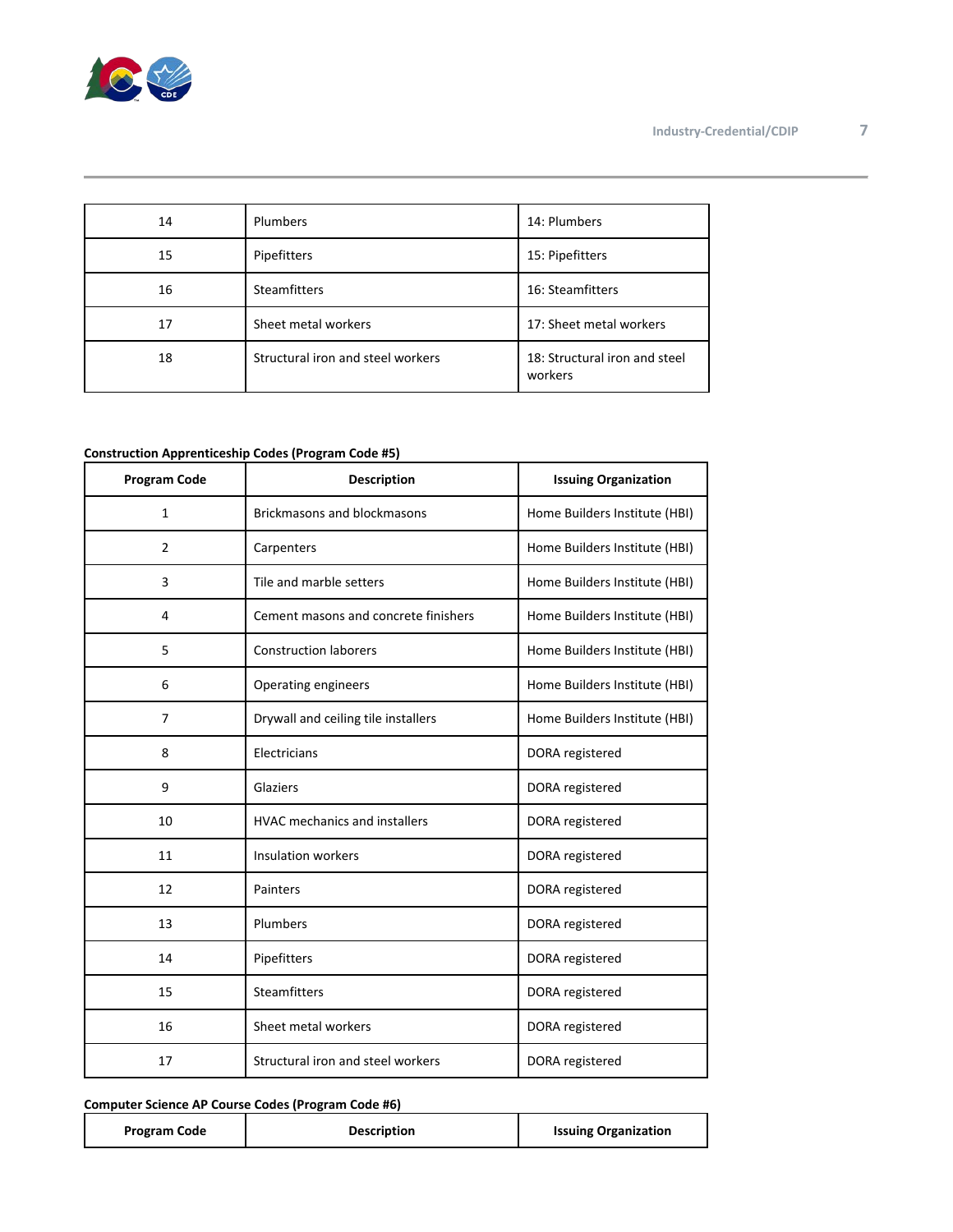| | | |
|---|---|---|
| 14 | Plumbers | 14: Plumbers |
| 15 | Pipefitters | 15: Pipefitters |
| 16 | Steamfitters | 16: Steamfitters |
| 17 | Sheet metal workers | 17: Sheet metal workers |
| 18 | Structural iron and steel workers | 18: Structural iron and steel workers |

**Construction Apprenticeship Codes (Program Code #5)**

| Program Code | Description | Issuing Organization |
|---|---|---|
| 1 | Brickmasons and blockmasons | Home Builders Institute (HBI) |
| 2 | Carpenters | Home Builders Institute (HBI) |
| 3 | Tile and marble setters | Home Builders Institute (HBI) |
| 4 | Cement masons and concrete finishers | Home Builders Institute (HBI) |
| 5 | Construction laborers | Home Builders Institute (HBI) |
| 6 | Operating engineers | Home Builders Institute (HBI) |
| 7 | Drywall and ceiling tile installers | Home Builders Institute (HBI) |
| 8 | Electricians | DORA registered |
| 9 | Glaziers | DORA registered |
| 10 | HVAC mechanics and installers | DORA registered |
| 11 | Insulation workers | DORA registered |
| 12 | Painters | DORA registered |
| 13 | Plumbers | DORA registered |
| 14 | Pipefitters | DORA registered |
| 15 | Steamfitters | DORA registered |
| 16 | Sheet metal workers | DORA registered |
| 17 | Structural iron and steel workers | DORA registered |

**Computer Science AP Course Codes (Program Code #6)**

| Program Code | Description | Issuing Organization |
|---|---|---|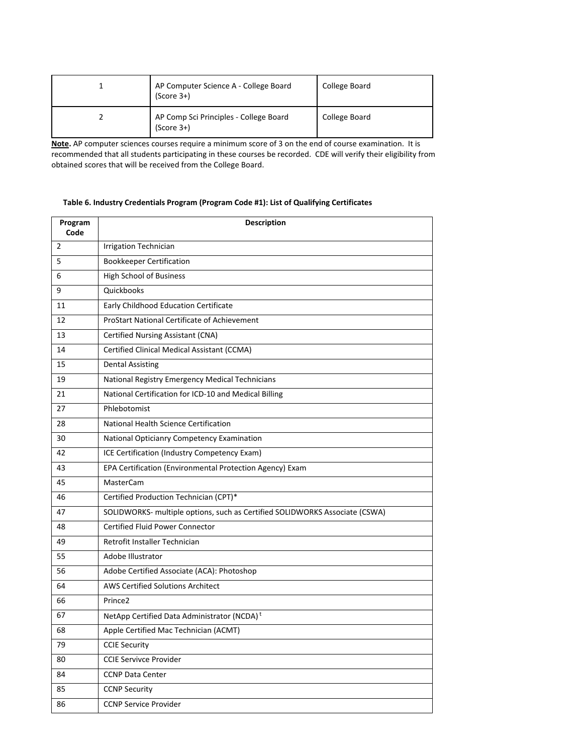| 1 | AP Computer Science A - College Board (Score 3+) | College Board |
|---|---|---|
| 2 | AP Comp Sci Principles - College Board (Score 3+) | College Board |

**Note.** AP computer sciences courses require a minimum score of 3 on the end of course examination. It is recommended that all students participating in these courses be recorded. CDE will verify their eligibility from obtained scores that will be received from the College Board.

**Table 6. Industry Credentials Program (Program Code #1): List of Qualifying Certificates**

| Program Code | Description |
|---|---|
| 2 | Irrigation Technician |
| 5 | Bookkeeper Certification |
| 6 | High School of Business |
| 9 | Quickbooks |
| 11 | Early Childhood Education Certificate |
| 12 | ProStart National Certificate of Achievement |
| 13 | Certified Nursing Assistant (CNA) |
| 14 | Certified Clinical Medical Assistant (CCMA) |
| 15 | Dental Assisting |
| 19 | National Registry Emergency Medical Technicians |
| 21 | National Certification for ICD-10 and Medical Billing |
| 27 | Phlebotomist |
| 28 | National Health Science Certification |
| 30 | National Opticianry Competency Examination |
| 42 | ICE Certification (Industry Competency Exam) |
| 43 | EPA Certification (Environmental Protection Agency) Exam |
| 45 | MasterCam |
| 46 | Certified Production Technician (CPT)* |
| 47 | SOLIDWORKS- multiple options, such as Certified SOLIDWORKS Associate (CSWA) |
| 48 | Certified Fluid Power Connector |
| 49 | Retrofit Installer Technician |
| 55 | Adobe Illustrator |
| 56 | Adobe Certified Associate (ACA): Photoshop |
| 64 | AWS Certified Solutions Architect |
| 66 | Prince2 |
| 67 | NetApp Certified Data Administrator (NCDA)[t] |
| 68 | Apple Certified Mac Technician (ACMT) |
| 79 | CCIE Security |
| 80 | CCIE Servivce Provider |
| 84 | CCNP Data Center |
| 85 | CCNP Security |
| 86 | CCNP Service Provider |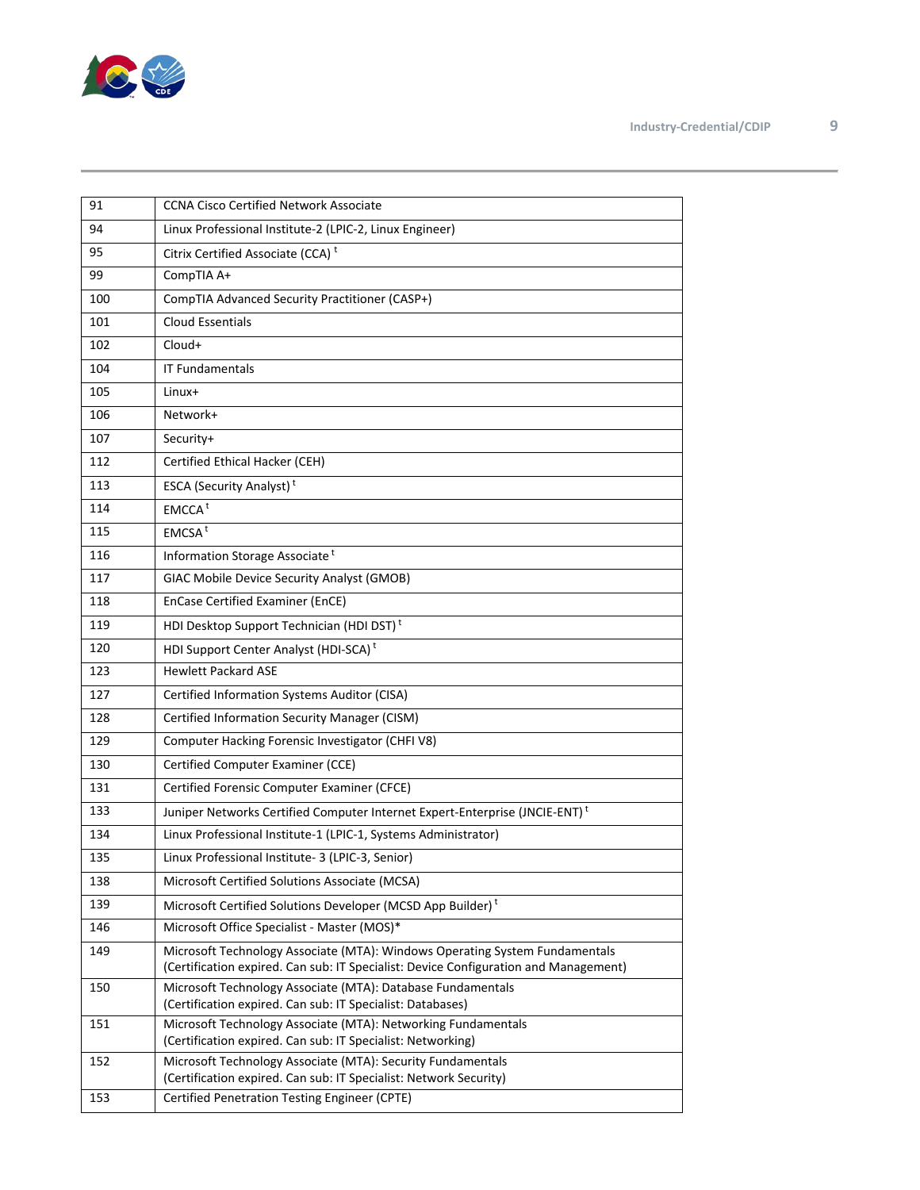| 91 | CCNA Cisco Certified Network Associate |
|---|---|
| 94 | Linux Professional Institute-2 (LPIC-2, Linux Engineer) |
| 95 | Citrix Certified Associate (CCA) [t] |
| 99 | CompTIA A+ |
| 100 | CompTIA Advanced Security Practitioner (CASP+) |
| 101 | Cloud Essentials |
| 102 | Cloud+ |
| 104 | IT Fundamentals |
| 105 | Linux+ |
| 106 | Network+ |
| 107 | Security+ |
| 112 | Certified Ethical Hacker (CEH) |
| 113 | ESCA (Security Analyst) [t] |
| 114 | EMCCA [t] |
| 115 | EMCSA [t] |
| 116 | Information Storage Associate [t] |
| 117 | GIAC Mobile Device Security Analyst (GMOB) |
| 118 | EnCase Certified Examiner (EnCE) |
| 119 | HDI Desktop Support Technician (HDI DST) [t] |
| 120 | HDI Support Center Analyst (HDI-SCA) [t] |
| 123 | Hewlett Packard ASE |
| 127 | Certified Information Systems Auditor (CISA) |
| 128 | Certified Information Security Manager (CISM) |
| 129 | Computer Hacking Forensic Investigator (CHFI V8) |
| 130 | Certified Computer Examiner (CCE) |
| 131 | Certified Forensic Computer Examiner (CFCE) |
| 133 | Juniper Networks Certified Computer Internet Expert-Enterprise (JNCIE-ENT) [t] |
| 134 | Linux Professional Institute-1 (LPIC-1, Systems Administrator) |
| 135 | Linux Professional Institute- 3 (LPIC-3, Senior) |
| 138 | Microsoft Certified Solutions Associate (MCSA) |
| 139 | Microsoft Certified Solutions Developer (MCSD App Builder) [t] |
| 146 | Microsoft Office Specialist - Master (MOS)* |
| 149 | Microsoft Technology Associate (MTA): Windows Operating System Fundamentals (Certification expired. Can sub: IT Specialist: Device Configuration and Management) |
| 150 | Microsoft Technology Associate (MTA): Database Fundamentals (Certification expired. Can sub: IT Specialist: Databases) |
| 151 | Microsoft Technology Associate (MTA): Networking Fundamentals (Certification expired. Can sub: IT Specialist: Networking) |
| 152 | Microsoft Technology Associate (MTA): Security Fundamentals (Certification expired. Can sub: IT Specialist: Network Security) |
| 153 | Certified Penetration Testing Engineer (CPTE) |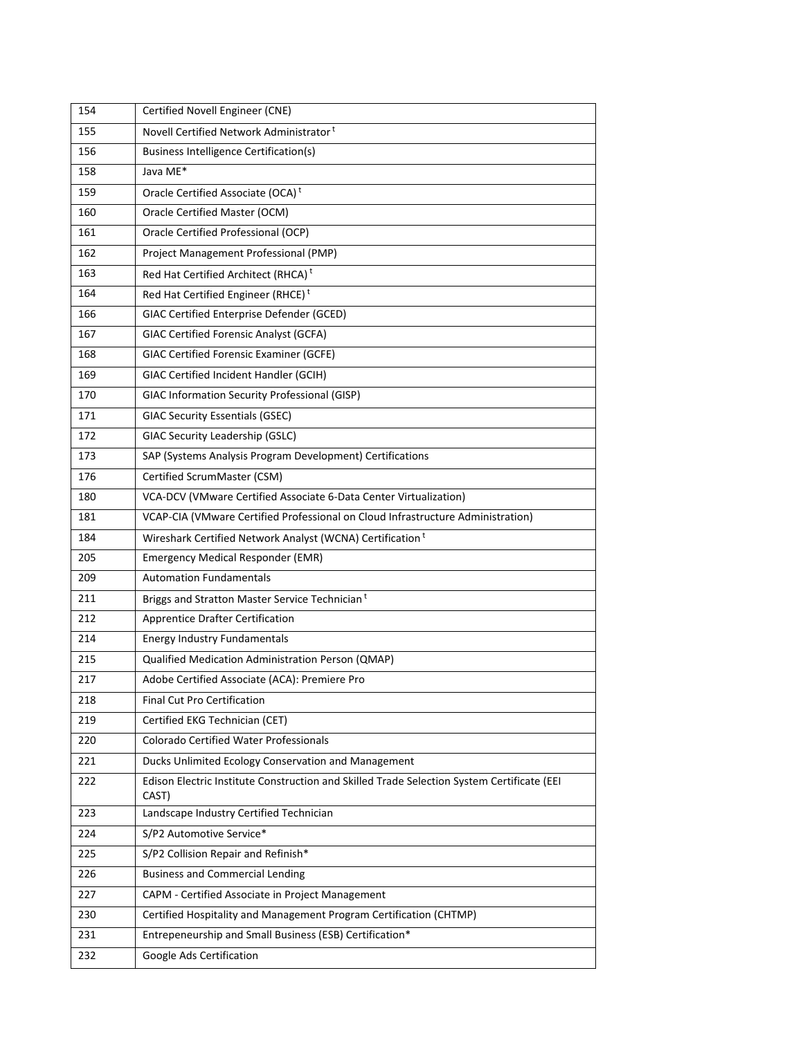| | |
|---|---|
| 154 | Certified Novell Engineer (CNE) |
| 155 | Novell Certified Network Administrator [t] |
| 156 | Business Intelligence Certification(s) |
| 158 | Java ME* |
| 159 | Oracle Certified Associate (OCA) [t] |
| 160 | Oracle Certified Master (OCM) |
| 161 | Oracle Certified Professional (OCP) |
| 162 | Project Management Professional (PMP) |
| 163 | Red Hat Certified Architect (RHCA) [t] |
| 164 | Red Hat Certified Engineer (RHCE) [t] |
| 166 | GIAC Certified Enterprise Defender (GCED) |
| 167 | GIAC Certified Forensic Analyst (GCFA) |
| 168 | GIAC Certified Forensic Examiner (GCFE) |
| 169 | GIAC Certified Incident Handler (GCIH) |
| 170 | GIAC Information Security Professional (GISP) |
| 171 | GIAC Security Essentials (GSEC) |
| 172 | GIAC Security Leadership (GSLC) |
| 173 | SAP (Systems Analysis Program Development) Certifications |
| 176 | Certified ScrumMaster (CSM) |
| 180 | VCA-DCV (VMware Certified Associate 6-Data Center Virtualization) |
| 181 | VCAP-CIA (VMware Certified Professional on Cloud Infrastructure Administration) |
| 184 | Wireshark Certified Network Analyst (WCNA) Certification [t] |
| 205 | Emergency Medical Responder (EMR) |
| 209 | Automation Fundamentals |
| 211 | Briggs and Stratton Master Service Technician [t] |
| 212 | Apprentice Drafter Certification |
| 214 | Energy Industry Fundamentals |
| 215 | Qualified Medication Administration Person (QMAP) |
| 217 | Adobe Certified Associate (ACA): Premiere Pro |
| 218 | Final Cut Pro Certification |
| 219 | Certified EKG Technician (CET) |
| 220 | Colorado Certified Water Professionals |
| 221 | Ducks Unlimited Ecology Conservation and Management |
| 222 | Edison Electric Institute Construction and Skilled Trade Selection System Certificate (EEI CAST) |
| 223 | Landscape Industry Certified Technician |
| 224 | S/P2 Automotive Service* |
| 225 | S/P2 Collision Repair and Refinish* |
| 226 | Business and Commercial Lending |
| 227 | CAPM - Certified Associate in Project Management |
| 230 | Certified Hospitality and Management Program Certification (CHTMP) |
| 231 | Entrepeneurship and Small Business (ESB) Certification* |
| 232 | Google Ads Certification |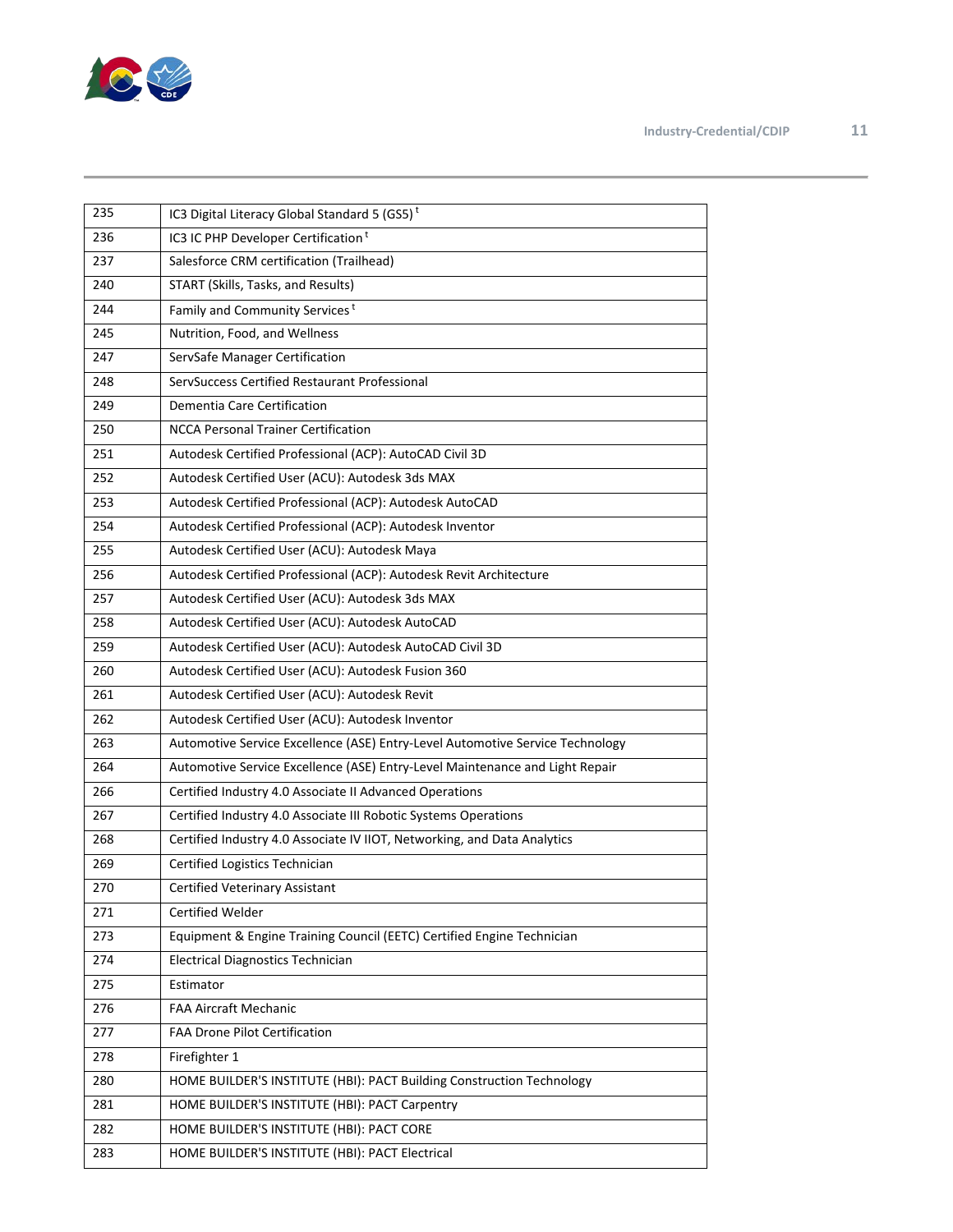| | |
|---|---|
| 235 | IC3 Digital Literacy Global Standard 5 (GS5) [t] |
| 236 | IC3 IC PHP Developer Certification [t] |
| 237 | Salesforce CRM certification (Trailhead) |
| 240 | START (Skills, Tasks, and Results) |
| 244 | Family and Community Services [t] |
| 245 | Nutrition, Food, and Wellness |
| 247 | ServSafe Manager Certification |
| 248 | ServSuccess Certified Restaurant Professional |
| 249 | Dementia Care Certification |
| 250 | NCCA Personal Trainer Certification |
| 251 | Autodesk Certified Professional (ACP): AutoCAD Civil 3D |
| 252 | Autodesk Certified User (ACU): Autodesk 3ds MAX |
| 253 | Autodesk Certified Professional (ACP): Autodesk AutoCAD |
| 254 | Autodesk Certified Professional (ACP): Autodesk Inventor |
| 255 | Autodesk Certified User (ACU): Autodesk Maya |
| 256 | Autodesk Certified Professional (ACP): Autodesk Revit Architecture |
| 257 | Autodesk Certified User (ACU): Autodesk 3ds MAX |
| 258 | Autodesk Certified User (ACU): Autodesk AutoCAD |
| 259 | Autodesk Certified User (ACU): Autodesk AutoCAD Civil 3D |
| 260 | Autodesk Certified User (ACU): Autodesk Fusion 360 |
| 261 | Autodesk Certified User (ACU): Autodesk Revit |
| 262 | Autodesk Certified User (ACU): Autodesk Inventor |
| 263 | Automotive Service Excellence (ASE) Entry-Level Automotive Service Technology |
| 264 | Automotive Service Excellence (ASE) Entry-Level Maintenance and Light Repair |
| 266 | Certified Industry 4.0 Associate II Advanced Operations |
| 267 | Certified Industry 4.0 Associate III Robotic Systems Operations |
| 268 | Certified Industry 4.0 Associate IV IIOT, Networking, and Data Analytics |
| 269 | Certified Logistics Technician |
| 270 | Certified Veterinary Assistant |
| 271 | Certified Welder |
| 273 | Equipment & Engine Training Council (EETC) Certified Engine Technician |
| 274 | Electrical Diagnostics Technician |
| 275 | Estimator |
| 276 | FAA Aircraft Mechanic |
| 277 | FAA Drone Pilot Certification |
| 278 | Firefighter 1 |
| 280 | HOME BUILDER'S INSTITUTE (HBI): PACT Building Construction Technology |
| 281 | HOME BUILDER'S INSTITUTE (HBI): PACT Carpentry |
| 282 | HOME BUILDER'S INSTITUTE (HBI): PACT CORE |
| 283 | HOME BUILDER'S INSTITUTE (HBI): PACT Electrical |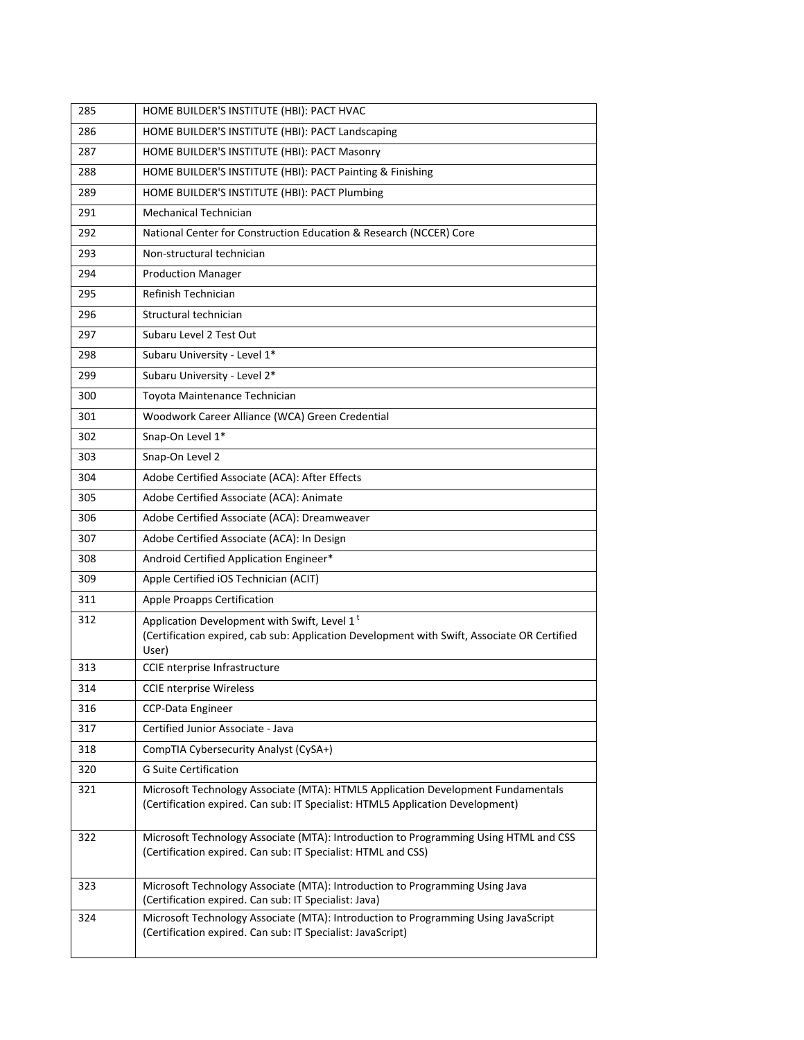| | |
|---|---|
| 285 | HOME BUILDER'S INSTITUTE (HBI): PACT HVAC |
| 286 | HOME BUILDER'S INSTITUTE (HBI): PACT Landscaping |
| 287 | HOME BUILDER'S INSTITUTE (HBI): PACT Masonry |
| 288 | HOME BUILDER'S INSTITUTE (HBI): PACT Painting & Finishing |
| 289 | HOME BUILDER'S INSTITUTE (HBI): PACT Plumbing |
| 291 | Mechanical Technician |
| 292 | National Center for Construction Education & Research (NCCER) Core |
| 293 | Non-structural technician |
| 294 | Production Manager |
| 295 | Refinish Technician |
| 296 | Structural technician |
| 297 | Subaru Level 2 Test Out |
| 298 | Subaru University - Level 1* |
| 299 | Subaru University - Level 2* |
| 300 | Toyota Maintenance Technician |
| 301 | Woodwork Career Alliance (WCA) Green Credential |
| 302 | Snap-On Level 1* |
| 303 | Snap-On Level 2 |
| 304 | Adobe Certified Associate (ACA): After Effects |
| 305 | Adobe Certified Associate (ACA): Animate |
| 306 | Adobe Certified Associate (ACA): Dreamweaver |
| 307 | Adobe Certified Associate (ACA): In Design |
| 308 | Android Certified Application Engineer* |
| 309 | Apple Certified iOS Technician (ACIT) |
| 311 | Apple Proapps Certification |
| 312 | Application Development with Swift, Level 1 [t] (Certification expired, cab sub: Application Development with Swift, Associate OR Certified User) |
| 313 | CCIE nterprise Infrastructure |
| 314 | CCIE nterprise Wireless |
| 316 | CCP-Data Engineer |
| 317 | Certified Junior Associate - Java |
| 318 | CompTIA Cybersecurity Analyst (CySA+) |
| 320 | G Suite Certification |
| 321 | Microsoft Technology Associate (MTA): HTML5 Application Development Fundamentals (Certification expired. Can sub: IT Specialist: HTML5 Application Development) |
| 322 | Microsoft Technology Associate (MTA): Introduction to Programming Using HTML and CSS (Certification expired. Can sub: IT Specialist: HTML and CSS) |
| 323 | Microsoft Technology Associate (MTA): Introduction to Programming Using Java (Certification expired. Can sub: IT Specialist: Java) |
| 324 | Microsoft Technology Associate (MTA): Introduction to Programming Using JavaScript (Certification expired. Can sub: IT Specialist: JavaScript) |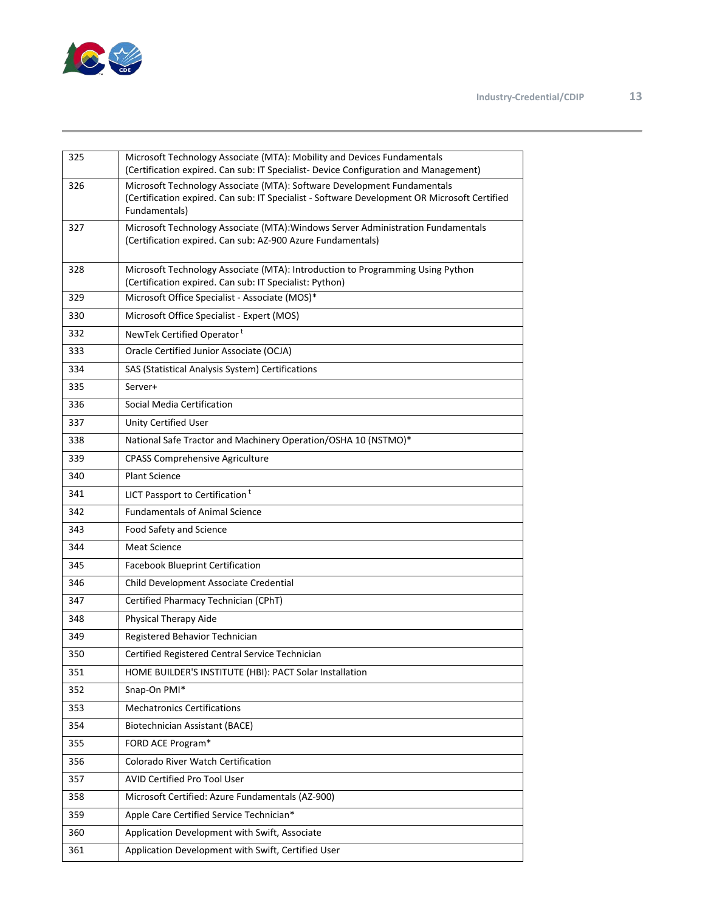| 325 | Microsoft Technology Associate (MTA): Mobility and Devices Fundamentals (Certification expired. Can sub: IT Specialist- Device Configuration and Management) |
|---|---|
| 326 | Microsoft Technology Associate (MTA): Software Development Fundamentals (Certification expired. Can sub: IT Specialist - Software Development OR Microsoft Certified Fundamentals) |
| 327 | Microsoft Technology Associate (MTA):Windows Server Administration Fundamentals (Certification expired. Can sub: AZ-900 Azure Fundamentals) |
| 328 | Microsoft Technology Associate (MTA): Introduction to Programming Using Python (Certification expired. Can sub: IT Specialist: Python) |
| 329 | Microsoft Office Specialist - Associate (MOS)* |
| 330 | Microsoft Office Specialist - Expert (MOS) |
| 332 | NewTek Certified Operator [t] |
| 333 | Oracle Certified Junior Associate (OCJA) |
| 334 | SAS (Statistical Analysis System) Certifications |
| 335 | Server+ |
| 336 | Social Media Certification |
| 337 | Unity Certified User |
| 338 | National Safe Tractor and Machinery Operation/OSHA 10 (NSTMO)* |
| 339 | CPASS Comprehensive Agriculture |
| 340 | Plant Science |
| 341 | LICT Passport to Certification [t] |
| 342 | Fundamentals of Animal Science |
| 343 | Food Safety and Science |
| 344 | Meat Science |
| 345 | Facebook Blueprint Certification |
| 346 | Child Development Associate Credential |
| 347 | Certified Pharmacy Technician (CPhT) |
| 348 | Physical Therapy Aide |
| 349 | Registered Behavior Technician |
| 350 | Certified Registered Central Service Technician |
| 351 | HOME BUILDER'S INSTITUTE (HBI): PACT Solar Installation |
| 352 | Snap-On PMI* |
| 353 | Mechatronics Certifications |
| 354 | Biotechnician Assistant (BACE) |
| 355 | FORD ACE Program* |
| 356 | Colorado River Watch Certification |
| 357 | AVID Certified Pro Tool User |
| 358 | Microsoft Certified: Azure Fundamentals (AZ-900) |
| 359 | Apple Care Certified Service Technician* |
| 360 | Application Development with Swift, Associate |
| 361 | Application Development with Swift, Certified User |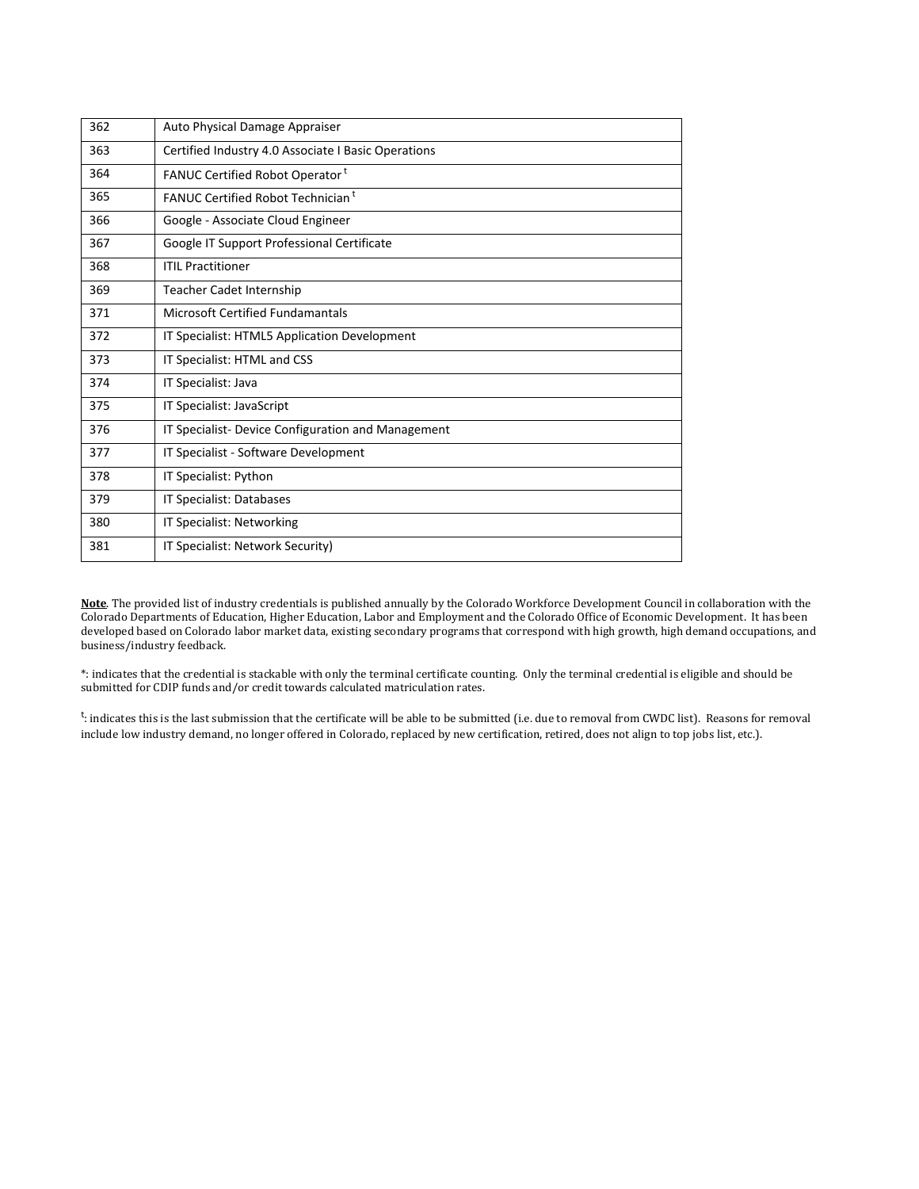| | |
|---|---|
| 362 | Auto Physical Damage Appraiser |
| 363 | Certified Industry 4.0 Associate I Basic Operations |
| 364 | FANUC Certified Robot Operator [t] |
| 365 | FANUC Certified Robot Technician [t] |
| 366 | Google - Associate Cloud Engineer |
| 367 | Google IT Support Professional Certificate |
| 368 | ITIL Practitioner |
| 369 | Teacher Cadet Internship |
| 371 | Microsoft Certified Fundamantals |
| 372 | IT Specialist: HTML5 Application Development |
| 373 | IT Specialist: HTML and CSS |
| 374 | IT Specialist: Java |
| 375 | IT Specialist: JavaScript |
| 376 | IT Specialist- Device Configuration and Management |
| 377 | IT Specialist - Software Development |
| 378 | IT Specialist: Python |
| 379 | IT Specialist: Databases |
| 380 | IT Specialist: Networking |
| 381 | IT Specialist: Network Security) |

**Note**. The provided list of industry credentials is published annually by the Colorado Workforce Development Council in collaboration with the Colorado Departments of Education, Higher Education, Labor and Employment and the Colorado Office of Economic Development. It has been developed based on Colorado labor market data, existing secondary programs that correspond with high growth, high demand occupations, and business/industry feedback.

*: indicates that the credential is stackable with only the terminal certificate counting. Only the terminal credential is eligible and should be submitted for CDIP funds and/or credit towards calculated matriculation rates.

[t]: indicates this is the last submission that the certificate will be able to be submitted (i.e. due to removal from CWDC list). Reasons for removal include low industry demand, no longer offered in Colorado, replaced by new certification, retired, does not align to top jobs list, etc.).